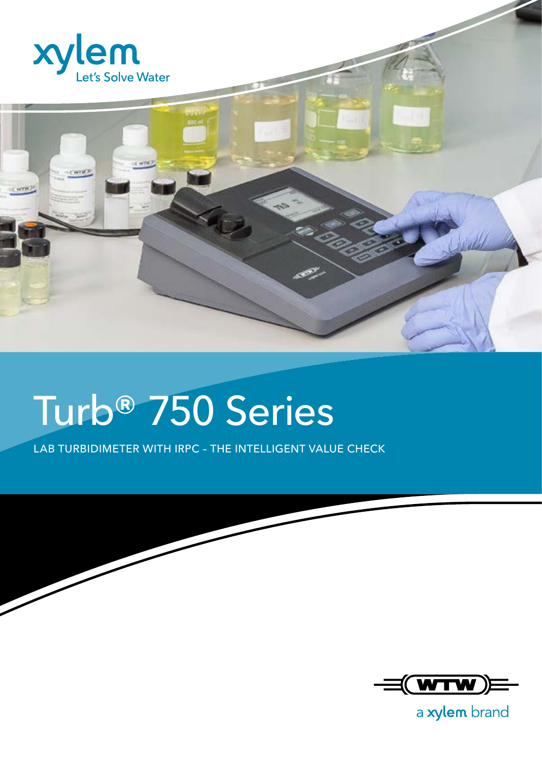xylem

Let's Solve Water

# Turb® 750 Series

LAB TURBIDIMETER WITH IRPC – THE INTELLIGENT VALUE CHECK

WTW

a xylem brand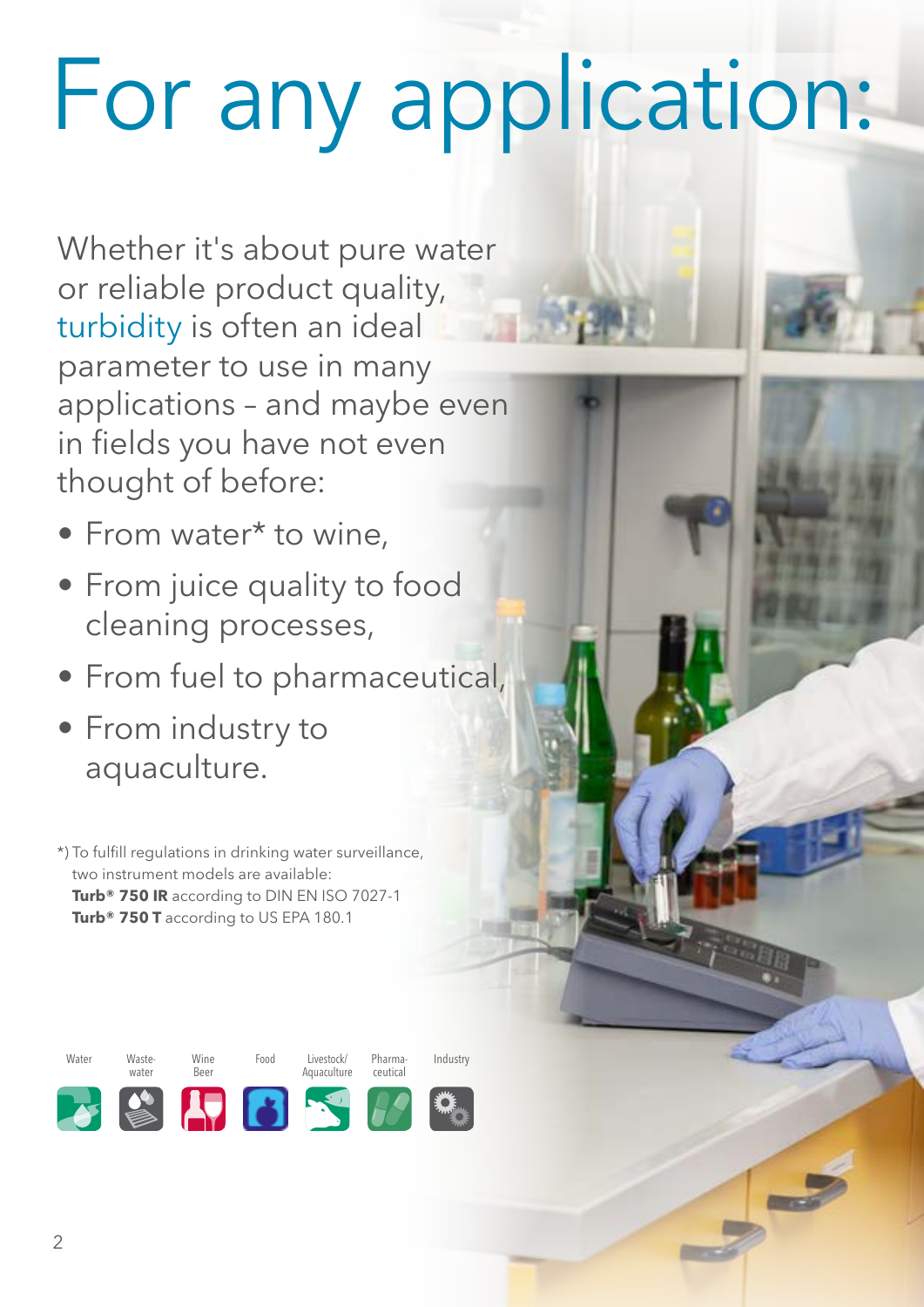# For any application:

Whether it's about pure water or reliable product quality, turbidity is often an ideal parameter to use in many applications – and maybe even in fields you have not even thought of before:

- From water* to wine,
- From juice quality to food cleaning processes,
- From fuel to pharmaceutical,
- From industry to aquaculture.

*) To fulfill regulations in drinking water surveillance, two instrument models are available:
**Turb® 750 IR** according to DIN EN ISO 7027-1
**Turb® 750 T** according to US EPA 180.1

Water | Waste-water | Wine Beer | Food | Livestock/ Aquaculture | Pharma-ceutical | Industry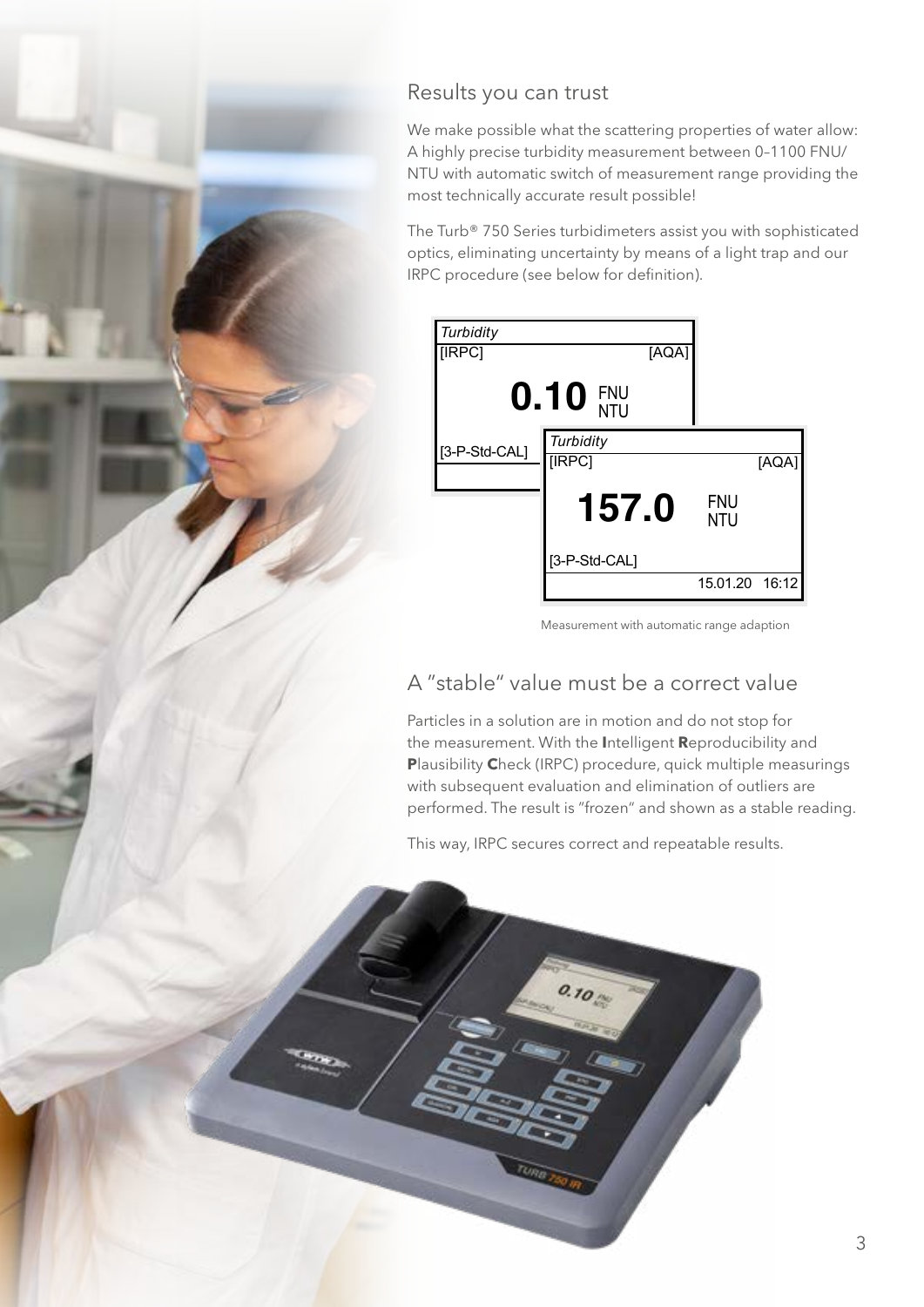## Results you can trust

We make possible what the scattering properties of water allow: A highly precise turbidity measurement between 0–1100 FNU/NTU with automatic switch of measurement range providing the most technically accurate result possible!

The Turb® 750 Series turbidimeters assist you with sophisticated optics, eliminating uncertainty by means of a light trap and our IRPC procedure (see below for definition).

Measurement with automatic range adaption

## A "stable" value must be a correct value

Particles in a solution are in motion and do not stop for the measurement. With the **I**ntelligent **R**eproducibility and **P**lausibility **C**heck (IRPC) procedure, quick multiple measurings with subsequent evaluation and elimination of outliers are performed. The result is "frozen" and shown as a stable reading.

This way, IRPC secures correct and repeatable results.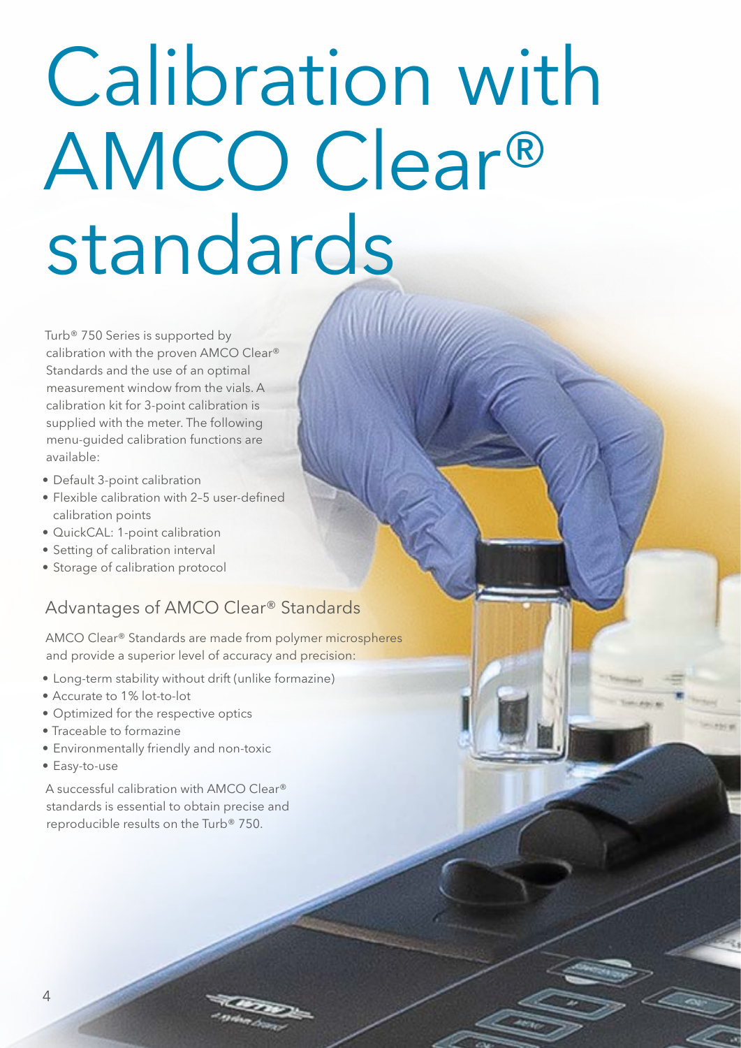# Calibration with AMCO Clear® standards

Turb® 750 Series is supported by calibration with the proven AMCO Clear® Standards and the use of an optimal measurement window from the vials. A calibration kit for 3-point calibration is supplied with the meter. The following menu-guided calibration functions are available:

- Default 3-point calibration
- Flexible calibration with 2–5 user-defined calibration points
- QuickCAL: 1-point calibration
- Setting of calibration interval
- Storage of calibration protocol

## Advantages of AMCO Clear® Standards

AMCO Clear® Standards are made from polymer microspheres and provide a superior level of accuracy and precision:

- Long-term stability without drift (unlike formazine)
- Accurate to 1% lot-to-lot
- Optimized for the respective optics
- Traceable to formazine
- Environmentally friendly and non-toxic
- Easy-to-use

A successful calibration with AMCO Clear® standards is essential to obtain precise and reproducible results on the Turb® 750.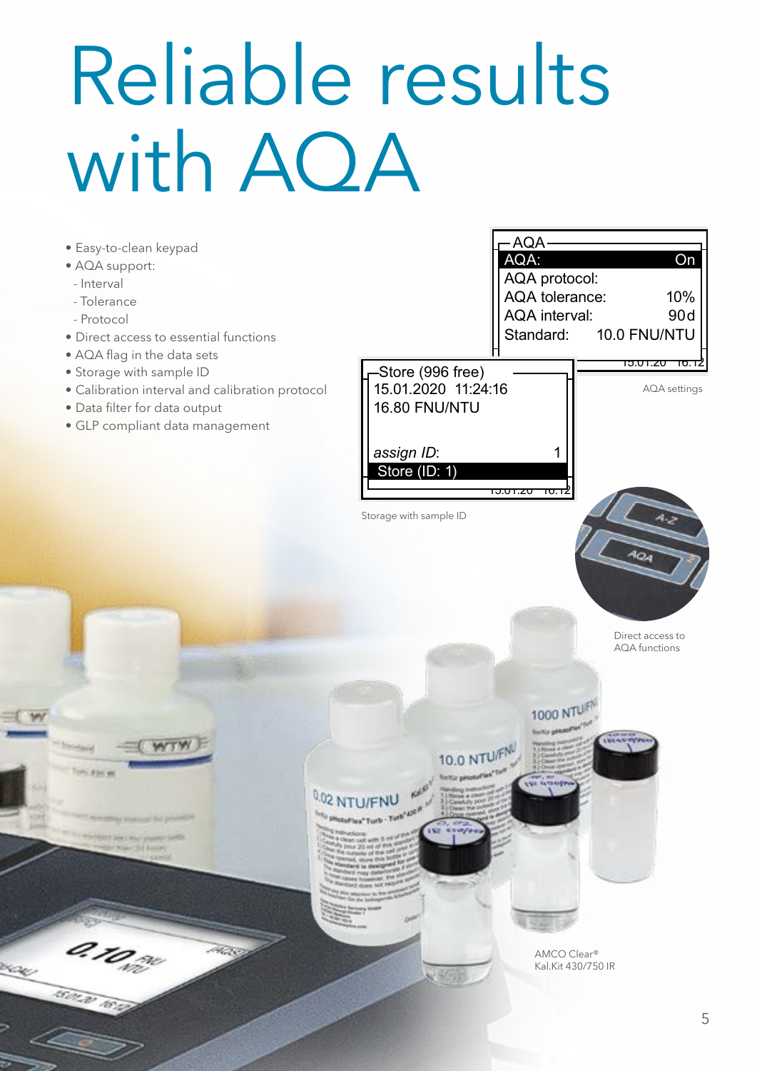# Reliable results with AQA

- Easy-to-clean keypad
- AQA support:
  - Interval
  - Tolerance
  - Protocol
- Direct access to essential functions
- AQA flag in the data sets
- Storage with sample ID
- Calibration interval and calibration protocol
- Data filter for data output
- GLP compliant data management

AQA settings

Storage with sample ID

Direct access to AQA functions

AMCO Clear®
Kal.Kit 430/750 IR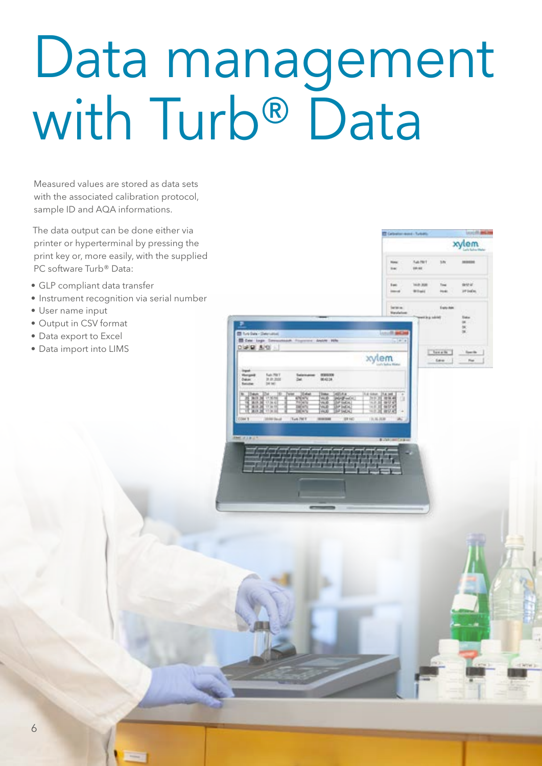# Data management with Turb® Data

Measured values are stored as data sets with the associated calibration protocol, sample ID and AQA informations.

The data output can be done either via printer or hyperterminal by pressing the print key or, more easily, with the supplied PC software Turb® Data:

- GLP compliant data transfer
- Instrument recognition via serial number
- User name input
- Output in CSV format
- Data export to Excel
- Data import into LIMS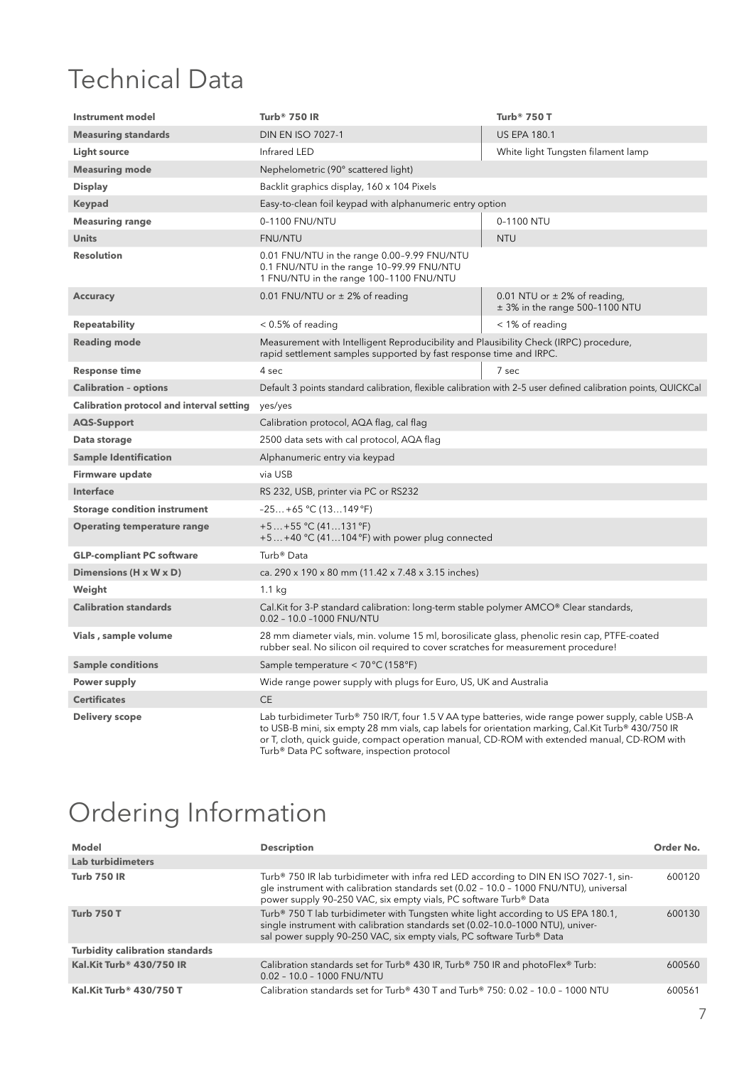# Technical Data

| Instrument model | Turb® 750 IR | Turb® 750 T |
|---|---|---|
| Measuring standards | DIN EN ISO 7027-1 | US EPA 180.1 |
| Light source | Infrared LED | White light Tungsten filament lamp |
| Measuring mode | Nephelometric (90° scattered light) | |
| Display | Backlit graphics display, 160 x 104 Pixels | |
| Keypad | Easy-to-clean foil keypad with alphanumeric entry option | |
| Measuring range | 0–1100 FNU/NTU | 0–1100 NTU |
| Units | FNU/NTU | NTU |
| Resolution | 0.01 FNU/NTU in the range 0.00–9.99 FNU/NTU<br>0.1 FNU/NTU in the range 10–99.99 FNU/NTU<br>1 FNU/NTU in the range 100–1100 FNU/NTU | |
| Accuracy | 0.01 FNU/NTU or ± 2% of reading | 0.01 NTU or ± 2% of reading,<br>± 3% in the range 500–1100 NTU |
| Repeatability | < 0.5% of reading | < 1% of reading |
| Reading mode | Measurement with Intelligent Reproducibility and Plausibility Check (IRPC) procedure, rapid settlement samples supported by fast response time and IRPC. | |
| Response time | 4 sec | 7 sec |
| Calibration – options | Default 3 points standard calibration, flexible calibration with 2–5 user defined calibration points, QUICKCal | |
| Calibration protocol and interval setting | yes/yes | |
| AQS-Support | Calibration protocol, AQA flag, cal flag | |
| Data storage | 2500 data sets with cal protocol, AQA flag | |
| Sample Identification | Alphanumeric entry via keypad | |
| Firmware update | via USB | |
| Interface | RS 232, USB, printer via PC or RS232 | |
| Storage condition instrument | –25… +65 °C (13…149 °F) | |
| Operating temperature range | +5 … +55 °C (41…131 °F)<br>+5 … +40 °C (41…104 °F) with power plug connected | |
| GLP-compliant PC software | Turb® Data | |
| Dimensions (H x W x D) | ca. 290 x 190 x 80 mm (11.42 x 7.48 x 3.15 inches) | |
| Weight | 1.1 kg | |
| Calibration standards | Cal.Kit for 3-P standard calibration: long-term stable polymer AMCO® Clear standards, 0.02 – 10.0 –1000 FNU/NTU | |
| Vials , sample volume | 28 mm diameter vials, min. volume 15 ml, borosilicate glass, phenolic resin cap, PTFE-coated rubber seal. No silicon oil required to cover scratches for measurement procedure! | |
| Sample conditions | Sample temperature < 70 °C (158°F) | |
| Power supply | Wide range power supply with plugs for Euro, US, UK and Australia | |
| Certificates | CE | |
| Delivery scope | Lab turbidimeter Turb® 750 IR/T, four 1.5 V AA type batteries, wide range power supply, cable USB-A to USB-B mini, six empty 28 mm vials, cap labels for orientation marking, Cal.Kit Turb® 430/750 IR or T, cloth, quick guide, compact operation manual, CD-ROM with extended manual, CD-ROM with Turb® Data PC software, inspection protocol | |

# Ordering Information

| Model | Description | Order No. |
|---|---|---|
| **Lab turbidimeters** | | |
| **Turb 750 IR** | Turb® 750 IR lab turbidimeter with infra red LED according to DIN EN ISO 7027-1, single instrument with calibration standards set (0.02 – 10.0 – 1000 FNU/NTU), universal power supply 90–250 VAC, six empty vials, PC software Turb® Data | 600120 |
| **Turb 750 T** | Turb® 750 T lab turbidimeter with Tungsten white light according to US EPA 180.1, single instrument with calibration standards set (0.02–10.0–1000 NTU), universal power supply 90–250 VAC, six empty vials, PC software Turb® Data | 600130 |
| **Turbidity calibration standards** | | |
| **Kal.Kit Turb® 430/750 IR** | Calibration standards set for Turb® 430 IR, Turb® 750 IR and photoFlex® Turb: 0.02 – 10.0 – 1000 FNU/NTU | 600560 |
| **Kal.Kit Turb® 430/750 T** | Calibration standards set for Turb® 430 T and Turb® 750: 0.02 – 10.0 – 1000 NTU | 600561 |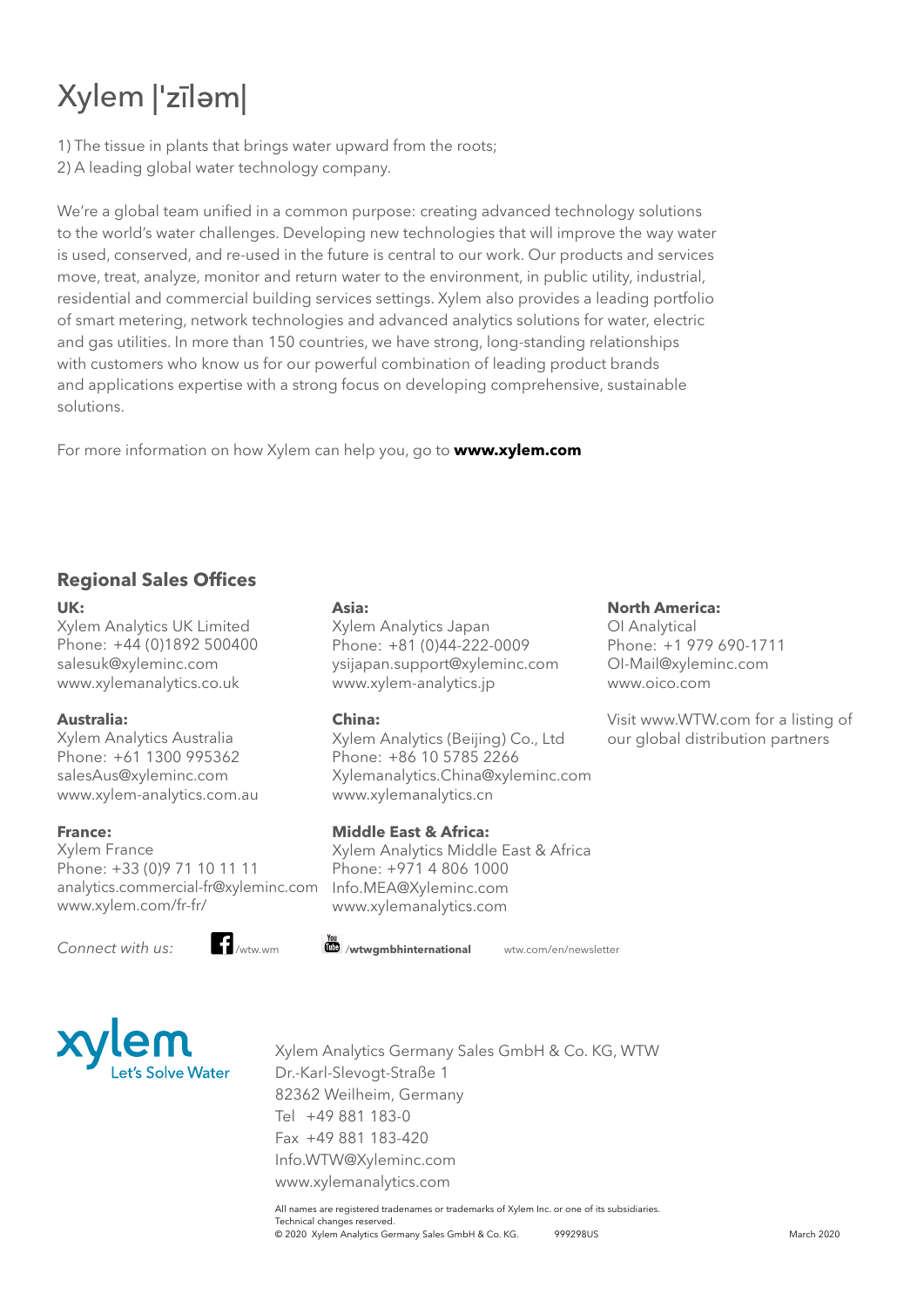# Xylem |'zīləm|

1) The tissue in plants that brings water upward from the roots;
2) A leading global water technology company.

We're a global team unified in a common purpose: creating advanced technology solutions to the world's water challenges. Developing new technologies that will improve the way water is used, conserved, and re-used in the future is central to our work. Our products and services move, treat, analyze, monitor and return water to the environment, in public utility, industrial, residential and commercial building services settings. Xylem also provides a leading portfolio of smart metering, network technologies and advanced analytics solutions for water, electric and gas utilities. In more than 150 countries, we have strong, long-standing relationships with customers who know us for our powerful combination of leading product brands and applications expertise with a strong focus on developing comprehensive, sustainable solutions.

For more information on how Xylem can help you, go to **www.xylem.com**

## Regional Sales Offices

**UK:**
Xylem Analytics UK Limited
Phone: +44 (0)1892 500400
salesuk@xyleminc.com
www.xylemanalytics.co.uk

**Australia:**
Xylem Analytics Australia
Phone: +61 1300 995362
salesAus@xyleminc.com
www.xylem-analytics.com.au

**France:**
Xylem France
Phone: +33 (0)9 71 10 11 11
analytics.commercial-fr@xyleminc.com
www.xylem.com/fr-fr/

**Asia:**
Xylem Analytics Japan
Phone: +81 (0)44-222-0009
ysijapan.support@xyleminc.com
www.xylem-analytics.jp

**China:**
Xylem Analytics (Beijing) Co., Ltd
Phone: +86 10 5785 2266
Xylemanalytics.China@xyleminc.com
www.xylemanalytics.cn

**Middle East & Africa:**
Xylem Analytics Middle East & Africa
Phone: +971 4 806 1000
Info.MEA@Xyleminc.com
www.xylemanalytics.com

**North America:**
OI Analytical
Phone: +1 979 690-1711
OI-Mail@xyleminc.com
www.oico.com

Visit www.WTW.com for a listing of our global distribution partners

*Connect with us:* /wtw.wm /**wtwgmbhinternational** wtw.com/en/newsletter

xylem
Let's Solve Water

Xylem Analytics Germany Sales GmbH & Co. KG, WTW
Dr.-Karl-Slevogt-Straße 1
82362 Weilheim, Germany
Tel +49 881 183-0
Fax +49 881 183-420
Info.WTW@Xyleminc.com
www.xylemanalytics.com

All names are registered tradenames or trademarks of Xylem Inc. or one of its subsidiaries.
Technical changes reserved.
© 2020 Xylem Analytics Germany Sales GmbH & Co. KG. 999298US March 2020